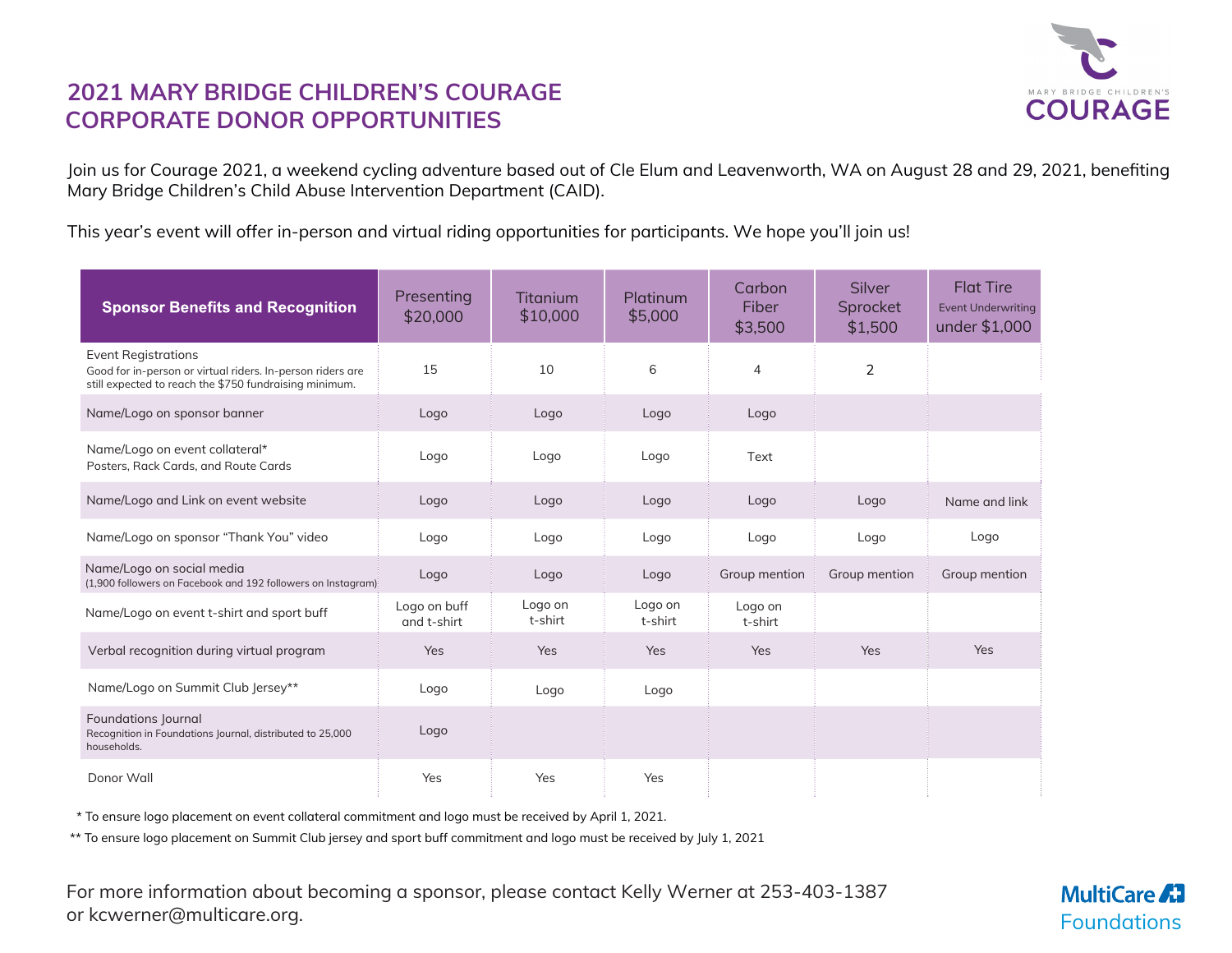# 2021 MARY BRIDGE CHILDREN'S COURAGE CORPORATE DONOR OPPORTUNITIES

Join us for Courage 2021, a weekend cycling adventure based out of Cle Elum and Leavenworth, WA on August 28 and 29, 2021, benefiting Mary Bridge Children's Child Abuse Intervention Department (CAID).

This year's event will offer in-person and virtual riding opportunities for participants. We hope you'll join us!

| Sponsor Benefits and Recognition | Presenting $20,000 | Titanium $10,000 | Platinum $5,000 | Carbon Fiber $3,500 | Silver Sprocket $1,500 | Flat Tire Event Underwriting under $1,000 |
|---|---|---|---|---|---|---|
| Event Registrations<br>Good for in-person or virtual riders. In-person riders are still expected to reach the $750 fundraising minimum. | 15 | 10 | 6 | 4 | 2 | |
| Name/Logo on sponsor banner | Logo | Logo | Logo | Logo | | |
| Name/Logo on event collateral*<br>Posters, Rack Cards, and Route Cards | Logo | Logo | Logo | Text | | |
| Name/Logo and Link on event website | Logo | Logo | Logo | Logo | Logo | Name and link |
| Name/Logo on sponsor "Thank You" video | Logo | Logo | Logo | Logo | Logo | Logo |
| Name/Logo on social media<br>(1,900 followers on Facebook and 192 followers on Instagram) | Logo | Logo | Logo | Group mention | Group mention | Group mention |
| Name/Logo on event t-shirt and sport buff | Logo on buff and t-shirt | Logo on t-shirt | Logo on t-shirt | Logo on t-shirt | | |
| Verbal recognition during virtual program | Yes | Yes | Yes | Yes | Yes | Yes |
| Name/Logo on Summit Club Jersey** | Logo | Logo | Logo | | | |
| Foundations Journal<br>Recognition in Foundations Journal, distributed to 25,000 households. | Logo | | | | | |
| Donor Wall | Yes | Yes | Yes | | | |

\* To ensure logo placement on event collateral commitment and logo must be received by April 1, 2021.

** To ensure logo placement on Summit Club jersey and sport buff commitment and logo must be received by July 1, 2021

For more information about becoming a sponsor, please contact Kelly Werner at 253-403-1387 or kcwerner@multicare.org.

MultiCare Foundations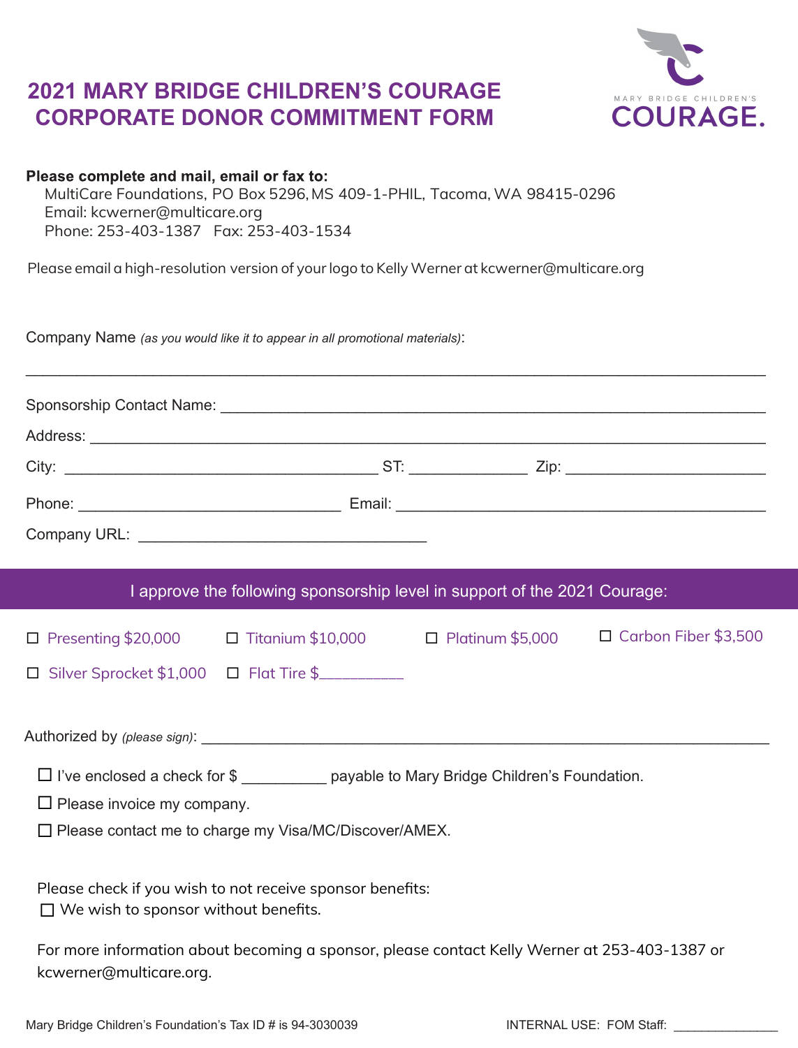# 2021 MARY BRIDGE CHILDREN'S COURAGE CORPORATE DONOR COMMITMENT FORM

MARY BRIDGE CHILDREN'S
COURAGE.

**Please complete and mail, email or fax to:**
MultiCare Foundations, PO Box 5296, MS 409-1-PHIL, Tacoma, WA 98415-0296
Email: kcwerner@multicare.org
Phone: 253-403-1387 Fax: 253-403-1534

Please email a high-resolution version of your logo to Kelly Werner at kcwerner@multicare.org

Company Name *(as you would like it to appear in all promotional materials)*:

_______________________________________________________________________________

Sponsorship Contact Name: ______________________________________________________

Address: ______________________________________________________________________

City: _________________________________ ST: ____________ Zip: ____________________

Phone: ____________________________ Email: _______________________________________

Company URL: ______________________________

I approve the following sponsorship level in support of the 2021 Courage:

☐ Presenting $20,000 ☐ Titanium $10,000 ☐ Platinum $5,000 ☐ Carbon Fiber $3,500

☐ Silver Sprocket $1,000 ☐ Flat Tire $__________

Authorized by *(please sign)*: __________________________________________________

☐ I've enclosed a check for $ __________ payable to Mary Bridge Children's Foundation.

☐ Please invoice my company.

☐ Please contact me to charge my Visa/MC/Discover/AMEX.

Please check if you wish to not receive sponsor benefits:
☐ We wish to sponsor without benefits.

For more information about becoming a sponsor, please contact Kelly Werner at 253-403-1387 or kcwerner@multicare.org.

Mary Bridge Children's Foundation's Tax ID # is 94-3030039

INTERNAL USE: FOM Staff: ______________